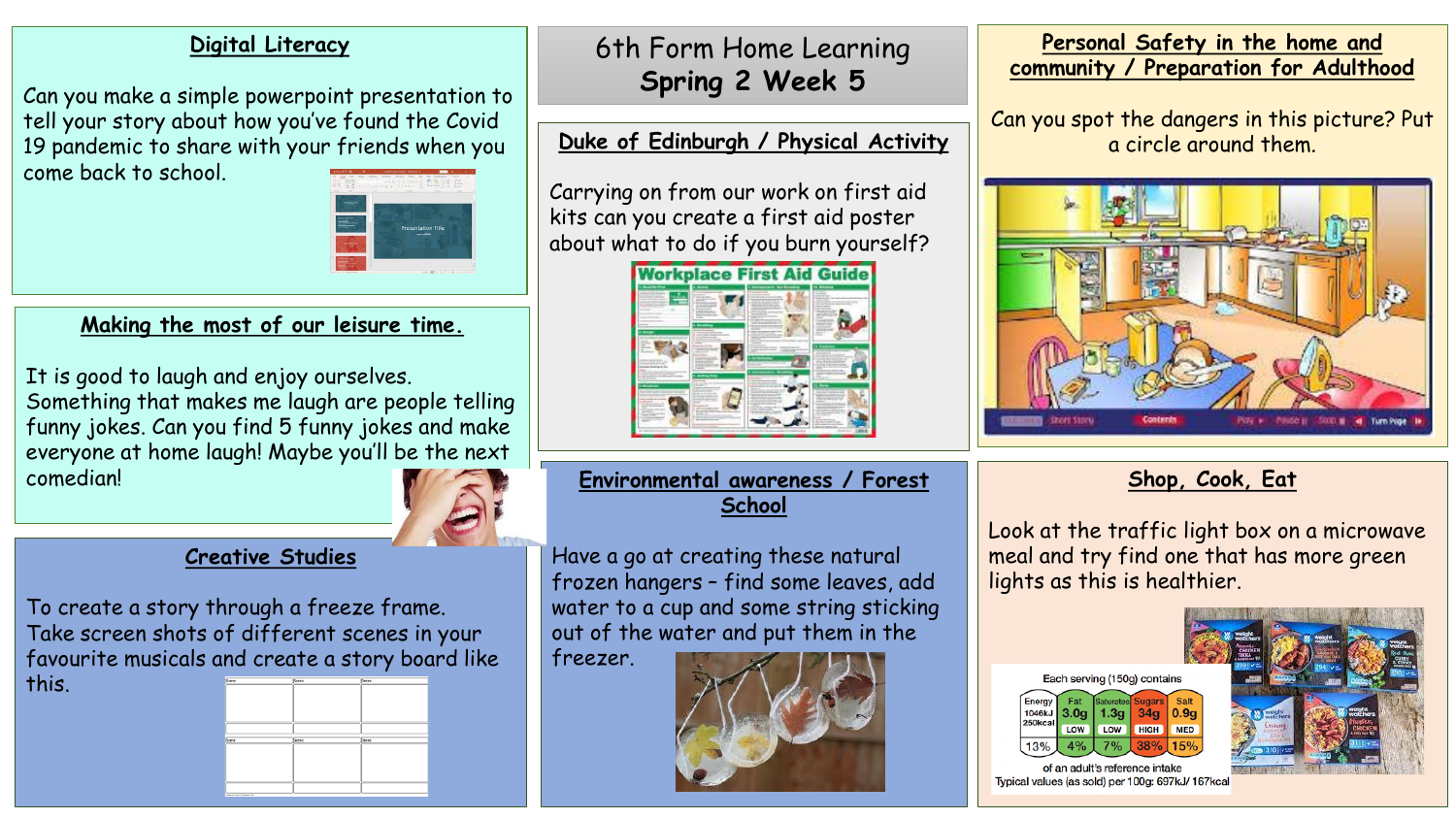# 6th Form Home Learning
# Spring 2 Week 5

## Digital Literacy

Can you make a simple powerpoint presentation to tell your story about how you've found the Covid 19 pandemic to share with your friends when you come back to school.

## Making the most of our leisure time.

It is good to laugh and enjoy ourselves. Something that makes me laugh are people telling funny jokes. Can you find 5 funny jokes and make everyone at home laugh! Maybe you'll be the next comedian!

## Creative Studies

To create a story through a freeze frame. Take screen shots of different scenes in your favourite musicals and create a story board like this.

## Duke of Edinburgh / Physical Activity

Carrying on from our work on first aid kits can you create a first aid poster about what to do if you burn yourself?

## Environmental awareness / Forest School

Have a go at creating these natural frozen hangers – find some leaves, add water to a cup and some string sticking out of the water and put them in the freezer.

## Personal Safety in the home and community / Preparation for Adulthood

Can you spot the dangers in this picture? Put a circle around them.

## Shop, Cook, Eat

Look at the traffic light box on a microwave meal and try find one that has more green lights as this is healthier.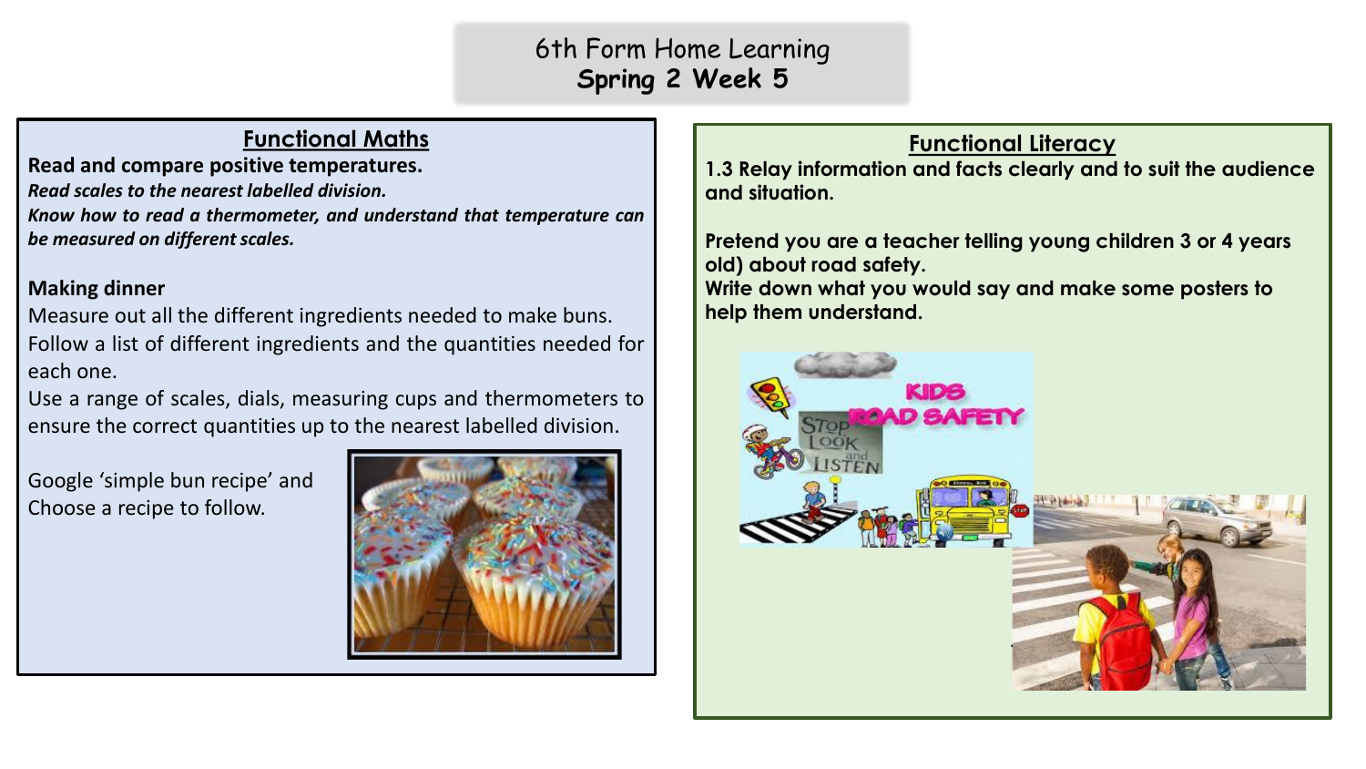# 6th Form Home Learning
**Spring 2 Week 5**

## Functional Maths

**Read and compare positive temperatures.**

***Read scales to the nearest labelled division.***

***Know how to read a thermometer, and understand that temperature can be measured on different scales.***

**Making dinner**

Measure out all the different ingredients needed to make buns.

Follow a list of different ingredients and the quantities needed for each one.

Use a range of scales, dials, measuring cups and thermometers to ensure the correct quantities up to the nearest labelled division.

Google 'simple bun recipe' and Choose a recipe to follow.

## Functional Literacy

**1.3 Relay information and facts clearly and to suit the audience and situation.**

**Pretend you are a teacher telling young children 3 or 4 years old) about road safety.**

**Write down what you would say and make some posters to help them understand.**